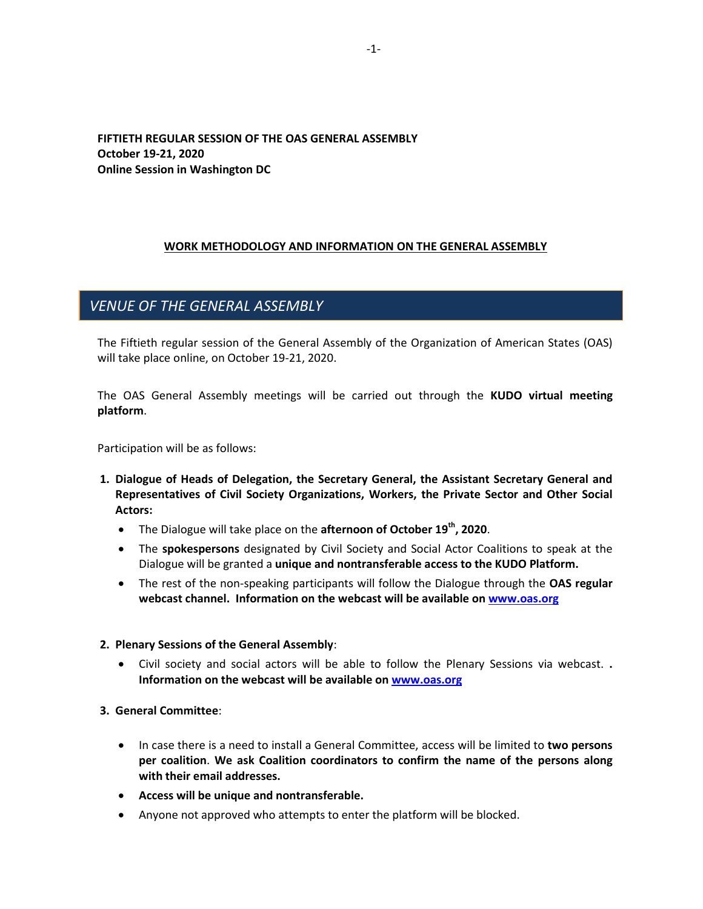**FIFTIETH REGULAR SESSION OF THE OAS GENERAL ASSEMBLY**
**October 19-21, 2020**
**Online Session in Washington DC**

## WORK METHODOLOGY AND INFORMATION ON THE GENERAL ASSEMBLY

## *VENUE OF THE GENERAL ASSEMBLY*

The Fiftieth regular session of the General Assembly of the Organization of American States (OAS) will take place online, on October 19-21, 2020.

The OAS General Assembly meetings will be carried out through the **KUDO virtual meeting platform**.

Participation will be as follows:

1. **Dialogue of Heads of Delegation, the Secretary General, the Assistant Secretary General and Representatives of Civil Society Organizations, Workers, the Private Sector and Other Social Actors:**
   - The Dialogue will take place on the **afternoon of October 19th, 2020**.
   - The **spokespersons** designated by Civil Society and Social Actor Coalitions to speak at the Dialogue will be granted a **unique and nontransferable access to the KUDO Platform.**
   - The rest of the non-speaking participants will follow the Dialogue through the **OAS regular webcast channel. Information on the webcast will be available on www.oas.org**

2. **Plenary Sessions of the General Assembly**:
   - Civil society and social actors will be able to follow the Plenary Sessions via webcast. **. Information on the webcast will be available on www.oas.org**

3. **General Committee**:
   - In case there is a need to install a General Committee, access will be limited to **two persons per coalition**. **We ask Coalition coordinators to confirm the name of the persons along with their email addresses.**
   - **Access will be unique and nontransferable.**
   - Anyone not approved who attempts to enter the platform will be blocked.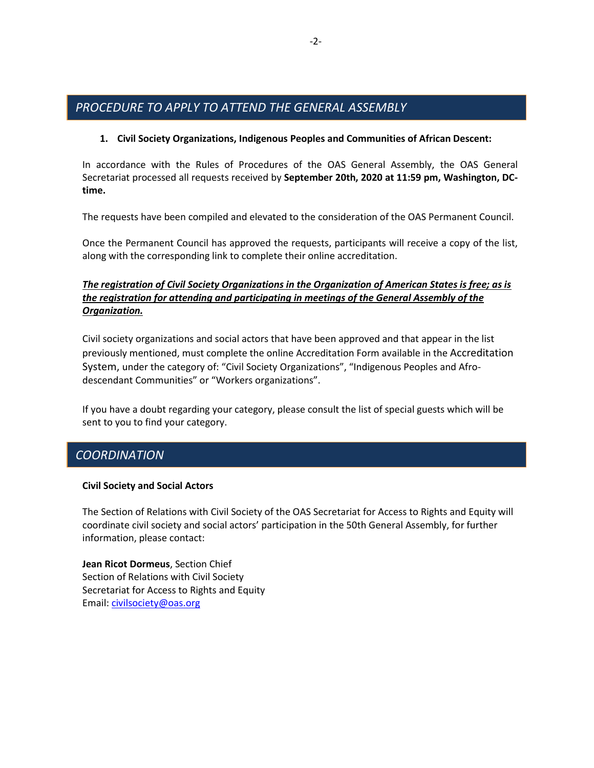## *PROCEDURE TO APPLY TO ATTEND THE GENERAL ASSEMBLY*

1. **Civil Society Organizations, Indigenous Peoples and Communities of African Descent:**

In accordance with the Rules of Procedures of the OAS General Assembly, the OAS General Secretariat processed all requests received by **September 20th, 2020 at 11:59 pm, Washington, DC-time.**

The requests have been compiled and elevated to the consideration of the OAS Permanent Council.

Once the Permanent Council has approved the requests, participants will receive a copy of the list, along with the corresponding link to complete their online accreditation.

***The registration of Civil Society Organizations in the Organization of American States is free; as is the registration for attending and participating in meetings of the General Assembly of the Organization.***

Civil society organizations and social actors that have been approved and that appear in the list previously mentioned, must complete the online Accreditation Form available in the Accreditation System, under the category of: "Civil Society Organizations", "Indigenous Peoples and Afro-descendant Communities" or "Workers organizations".

If you have a doubt regarding your category, please consult the list of special guests which will be sent to you to find your category.

## *COORDINATION*

**Civil Society and Social Actors**

The Section of Relations with Civil Society of the OAS Secretariat for Access to Rights and Equity will coordinate civil society and social actors' participation in the 50th General Assembly, for further information, please contact:

**Jean Ricot Dormeus**, Section Chief
Section of Relations with Civil Society
Secretariat for Access to Rights and Equity
Email: civilsociety@oas.org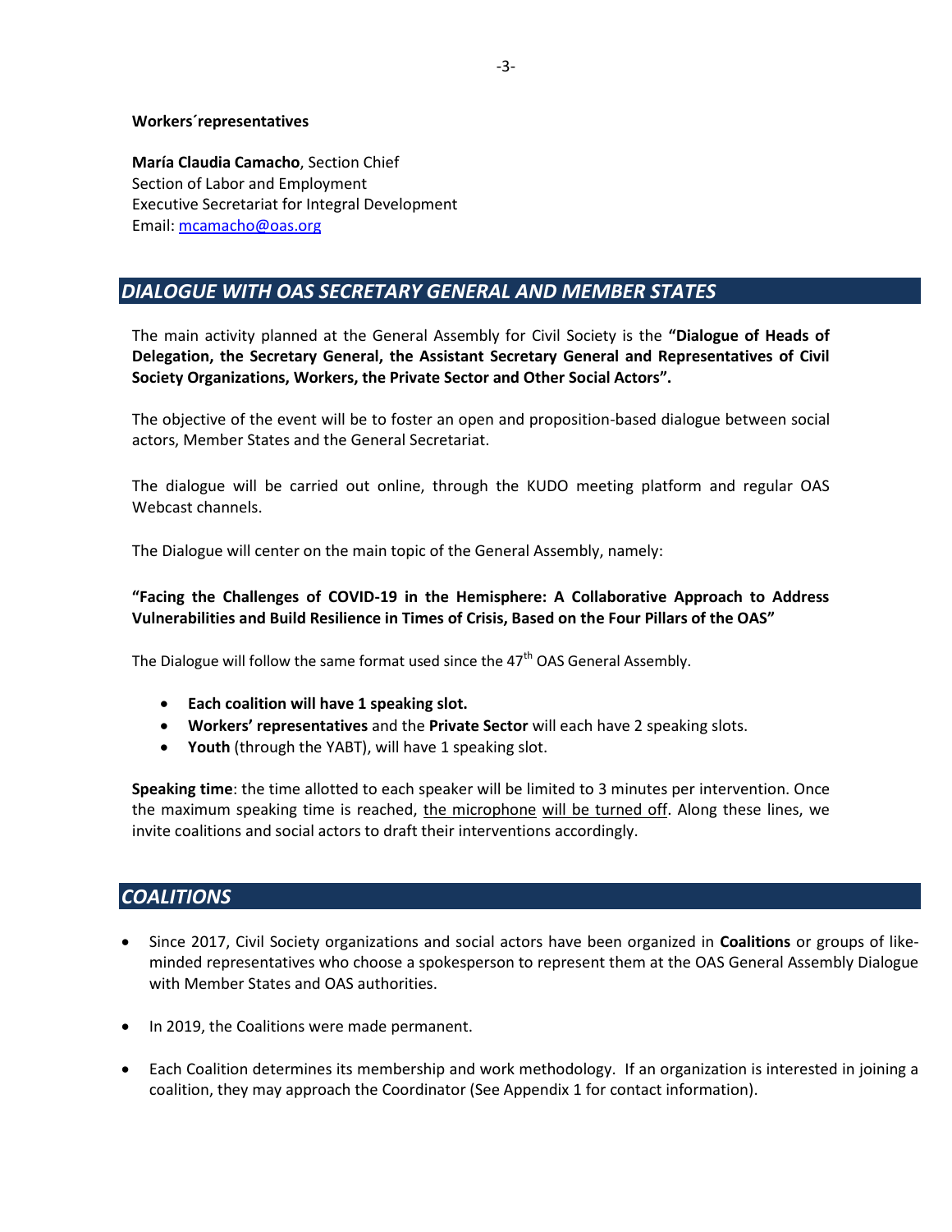**Workers´representatives**

**María Claudia Camacho**, Section Chief
Section of Labor and Employment
Executive Secretariat for Integral Development
Email: mcamacho@oas.org

## *DIALOGUE WITH OAS SECRETARY GENERAL AND MEMBER STATES*

The main activity planned at the General Assembly for Civil Society is the **"Dialogue of Heads of Delegation, the Secretary General, the Assistant Secretary General and Representatives of Civil Society Organizations, Workers, the Private Sector and Other Social Actors".**

The objective of the event will be to foster an open and proposition-based dialogue between social actors, Member States and the General Secretariat.

The dialogue will be carried out online, through the KUDO meeting platform and regular OAS Webcast channels.

The Dialogue will center on the main topic of the General Assembly, namely:

**"Facing the Challenges of COVID-19 in the Hemisphere: A Collaborative Approach to Address Vulnerabilities and Build Resilience in Times of Crisis, Based on the Four Pillars of the OAS"**

The Dialogue will follow the same format used since the 47th OAS General Assembly.

- **Each coalition will have 1 speaking slot.**
- **Workers' representatives** and the **Private Sector** will each have 2 speaking slots.
- **Youth** (through the YABT), will have 1 speaking slot.

**Speaking time**: the time allotted to each speaker will be limited to 3 minutes per intervention. Once the maximum speaking time is reached, the microphone will be turned off. Along these lines, we invite coalitions and social actors to draft their interventions accordingly.

## *COALITIONS*

- Since 2017, Civil Society organizations and social actors have been organized in **Coalitions** or groups of like-minded representatives who choose a spokesperson to represent them at the OAS General Assembly Dialogue with Member States and OAS authorities.
- In 2019, the Coalitions were made permanent.
- Each Coalition determines its membership and work methodology. If an organization is interested in joining a coalition, they may approach the Coordinator (See Appendix 1 for contact information).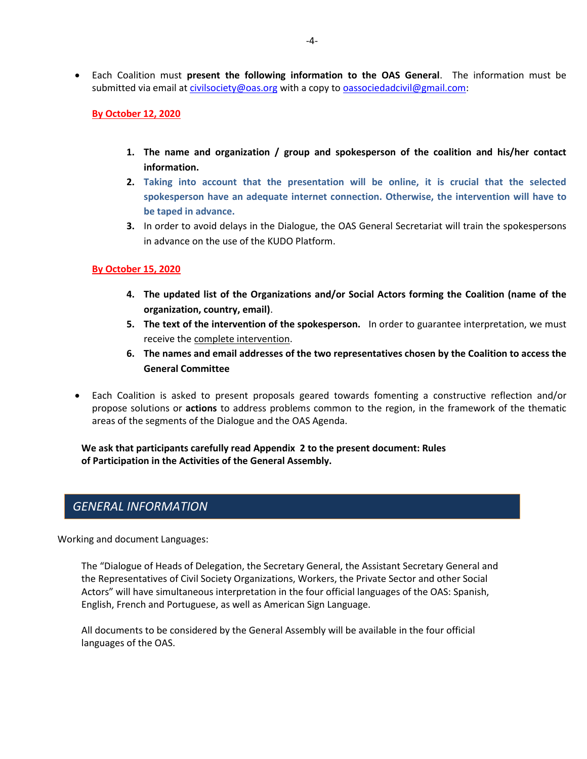- Each Coalition must **present the following information to the OAS General**. The information must be submitted via email at civilsociety@oas.org with a copy to oassociedadcivil@gmail.com:

  **By October 12, 2020**

  1. **The name and organization / group and spokesperson of the coalition and his/her contact information.**
  2. **Taking into account that the presentation will be online, it is crucial that the selected spokesperson have an adequate internet connection. Otherwise, the intervention will have to be taped in advance.**
  3. In order to avoid delays in the Dialogue, the OAS General Secretariat will train the spokespersons in advance on the use of the KUDO Platform.

  **By October 15, 2020**

  4. **The updated list of the Organizations and/or Social Actors forming the Coalition (name of the organization, country, email)**.
  5. **The text of the intervention of the spokesperson.** In order to guarantee interpretation, we must receive the complete intervention.
  6. **The names and email addresses of the two representatives chosen by the Coalition to access the General Committee**

- Each Coalition is asked to present proposals geared towards fomenting a constructive reflection and/or propose solutions or **actions** to address problems common to the region, in the framework of the thematic areas of the segments of the Dialogue and the OAS Agenda.

**We ask that participants carefully read Appendix 2 to the present document: Rules of Participation in the Activities of the General Assembly.**

## *GENERAL INFORMATION*

Working and document Languages:

The "Dialogue of Heads of Delegation, the Secretary General, the Assistant Secretary General and the Representatives of Civil Society Organizations, Workers, the Private Sector and other Social Actors" will have simultaneous interpretation in the four official languages of the OAS: Spanish, English, French and Portuguese, as well as American Sign Language.

All documents to be considered by the General Assembly will be available in the four official languages of the OAS.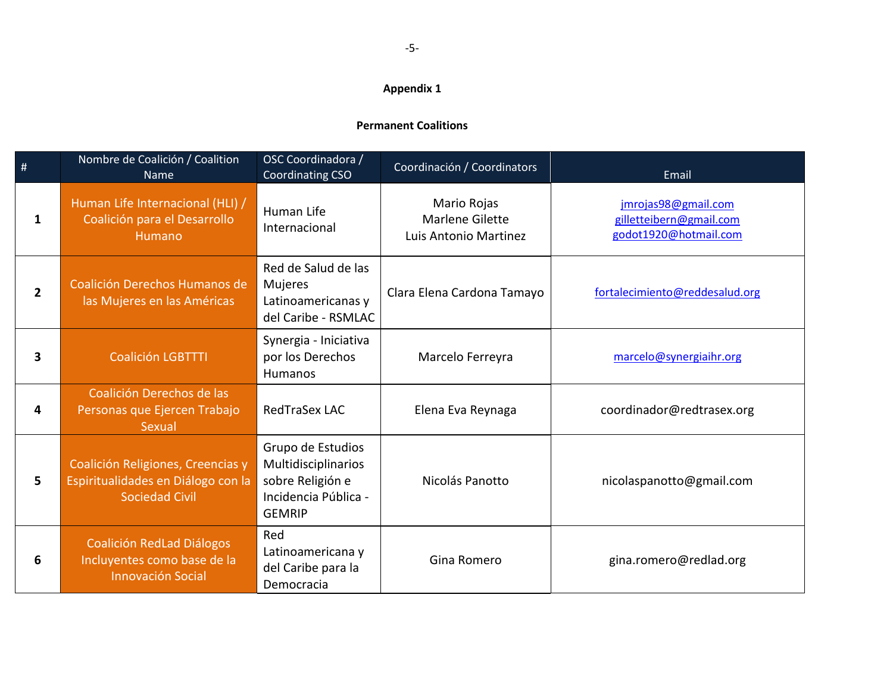**Appendix 1**

**Permanent Coalitions**

| # | Nombre de Coalición / Coalition Name | OSC Coordinadora / Coordinating CSO | Coordinación / Coordinators | Email |
|---|---|---|---|---|
| **1** | Human Life Internacional (HLI) / Coalición para el Desarrollo Humano | Human Life Internacional | Mario Rojas<br>Marlene Gilette<br>Luis Antonio Martinez | jmrojas98@gmail.com<br>gilletteibern@gmail.com<br>godot1920@hotmail.com |
| **2** | Coalición Derechos Humanos de las Mujeres en las Américas | Red de Salud de las Mujeres Latinoamericanas y del Caribe - RSMLAC | Clara Elena Cardona Tamayo | fortalecimiento@reddesalud.org |
| **3** | Coalición LGBTTTI | Synergia - Iniciativa por los Derechos Humanos | Marcelo Ferreyra | marcelo@synergiaihr.org |
| **4** | Coalición Derechos de las Personas que Ejercen Trabajo Sexual | RedTraSex LAC | Elena Eva Reynaga | coordinador@redtrasex.org |
| **5** | Coalición Religiones, Creencias y Espiritualidades en Diálogo con la Sociedad Civil | Grupo de Estudios Multidisciplinarios sobre Religión e Incidencia Pública - GEMRIP | Nicolás Panotto | nicolaspanotto@gmail.com |
| **6** | Coalición RedLad Diálogos Incluyentes como base de la Innovación Social | Red Latinoamericana y del Caribe para la Democracia | Gina Romero | gina.romero@redlad.org |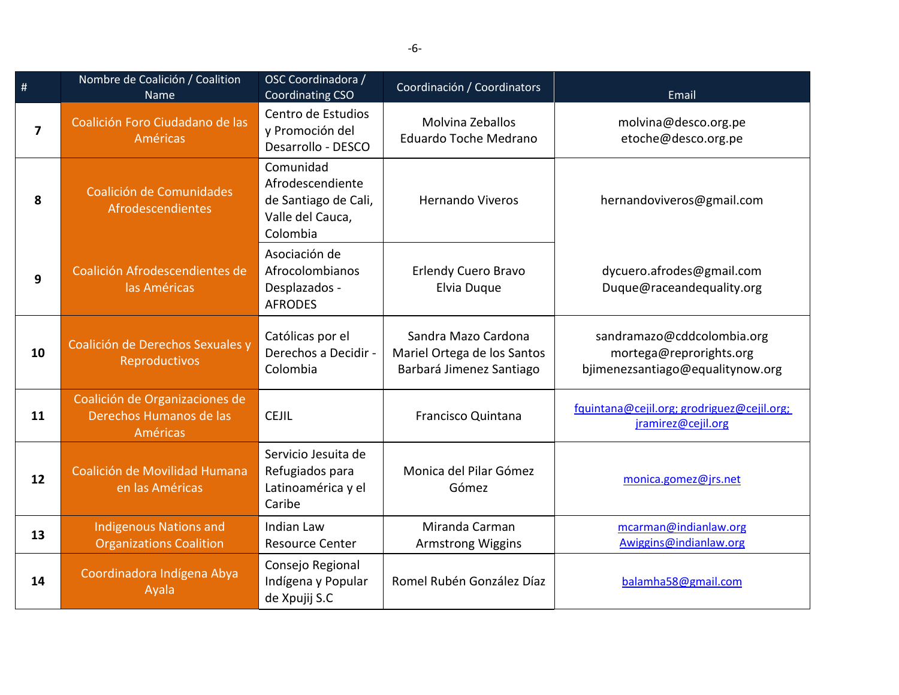| # | Nombre de Coalición / Coalition Name | OSC Coordinadora / Coordinating CSO | Coordinación / Coordinators | Email |
|---|---|---|---|---|
| **7** | Coalición Foro Ciudadano de las Américas | Centro de Estudios y Promoción del Desarrollo - DESCO | Molvina Zeballos<br>Eduardo Toche Medrano | molvina@desco.org.pe<br>etoche@desco.org.pe |
| **8** | Coalición de Comunidades Afrodescendientes | Comunidad Afrodescendiente de Santiago de Cali, Valle del Cauca, Colombia | Hernando Viveros | hernandoviveros@gmail.com |
| **9** | Coalición Afrodescendientes de las Américas | Asociación de Afrocolombianos Desplazados - AFRODES | Erlendy Cuero Bravo<br>Elvia Duque | dycuero.afrodes@gmail.com<br>Duque@raceandequality.org |
| **10** | Coalición de Derechos Sexuales y Reproductivos | Católicas por el Derechos a Decidir - Colombia | Sandra Mazo Cardona<br>Mariel Ortega de los Santos<br>Barbará Jimenez Santiago | sandramazo@cddcolombia.org<br>mortega@reprorights.org<br>bjimenezsantiago@equalitynow.org |
| **11** | Coalición de Organizaciones de Derechos Humanos de las Américas | CEJIL | Francisco Quintana | fquintana@cejil.org; grodriguez@cejil.org; jramirez@cejil.org |
| **12** | Coalición de Movilidad Humana en las Américas | Servicio Jesuita de Refugiados para Latinoamérica y el Caribe | Monica del Pilar Gómez Gómez | monica.gomez@jrs.net |
| **13** | Indigenous Nations and Organizations Coalition | Indian Law Resource Center | Miranda Carman<br>Armstrong Wiggins | mcarman@indianlaw.org<br>Awiggins@indianlaw.org |
| **14** | Coordinadora Indígena Abya Ayala | Consejo Regional Indígena y Popular de Xpujij S.C | Romel Rubén González Díaz | balamha58@gmail.com |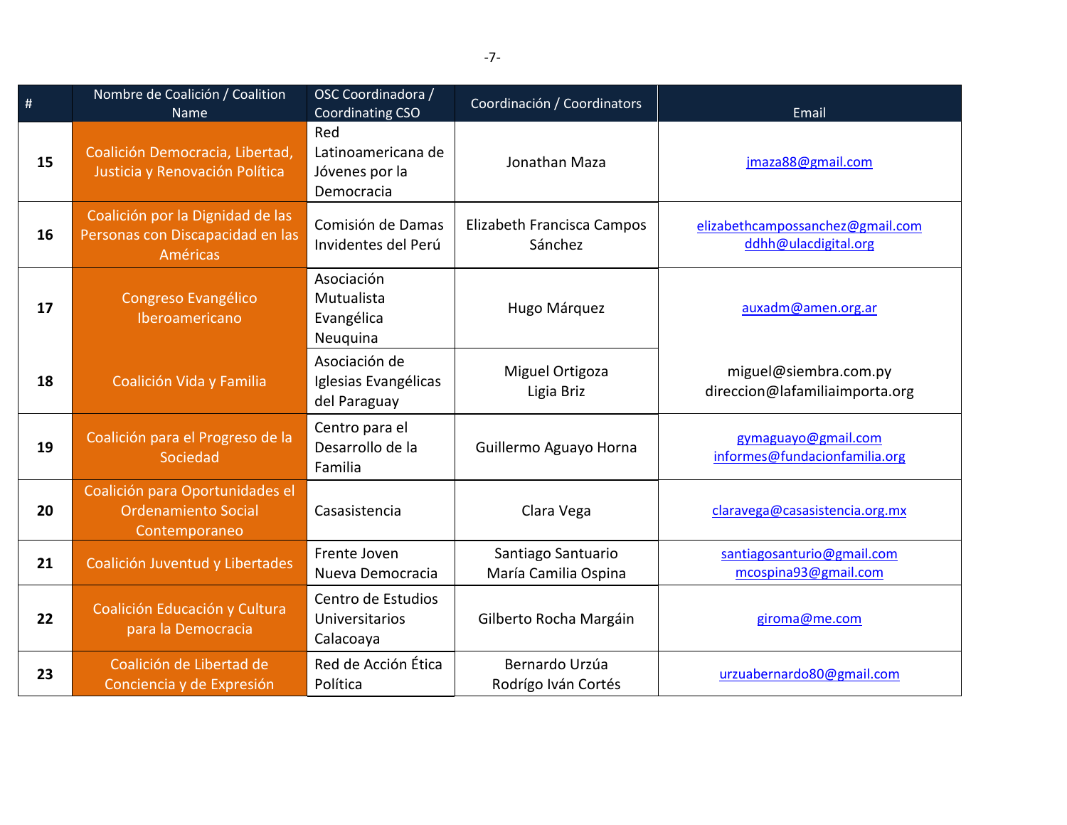| # | Nombre de Coalición / Coalition Name | OSC Coordinadora / Coordinating CSO | Coordinación / Coordinators | Email |
|---|---|---|---|---|
| **15** | Coalición Democracia, Libertad, Justicia y Renovación Política | Red Latinoamericana de Jóvenes por la Democracia | Jonathan Maza | jmaza88@gmail.com |
| **16** | Coalición por la Dignidad de las Personas con Discapacidad en las Américas | Comisión de Damas Invidentes del Perú | Elizabeth Francisca Campos Sánchez | elizabethcampossanchez@gmail.com<br>ddhh@ulacdigital.org |
| **17** | Congreso Evangélico Iberoamericano | Asociación Mutualista Evangélica Neuquina | Hugo Márquez | auxadm@amen.org.ar |
| **18** | Coalición Vida y Familia | Asociación de Iglesias Evangélicas del Paraguay | Miguel Ortigoza<br>Ligia Briz | miguel@siembra.com.py<br>direccion@lafamiliaimporta.org |
| **19** | Coalición para el Progreso de la Sociedad | Centro para el Desarrollo de la Familia | Guillermo Aguayo Horna | gymaguayo@gmail.com<br>informes@fundacionfamilia.org |
| **20** | Coalición para Oportunidades el Ordenamiento Social Contemporaneo | Casasistencia | Clara Vega | claravega@casasistencia.org.mx |
| **21** | Coalición Juventud y Libertades | Frente Joven Nueva Democracia | Santiago Santuario<br>María Camilia Ospina | santiagosanturio@gmail.com<br>mcospina93@gmail.com |
| **22** | Coalición Educación y Cultura para la Democracia | Centro de Estudios Universitarios Calacoaya | Gilberto Rocha Margáin | giroma@me.com |
| **23** | Coalición de Libertad de Conciencia y de Expresión | Red de Acción Ética Política | Bernardo Urzúa<br>Rodrígo Iván Cortés | urzuabernardo80@gmail.com |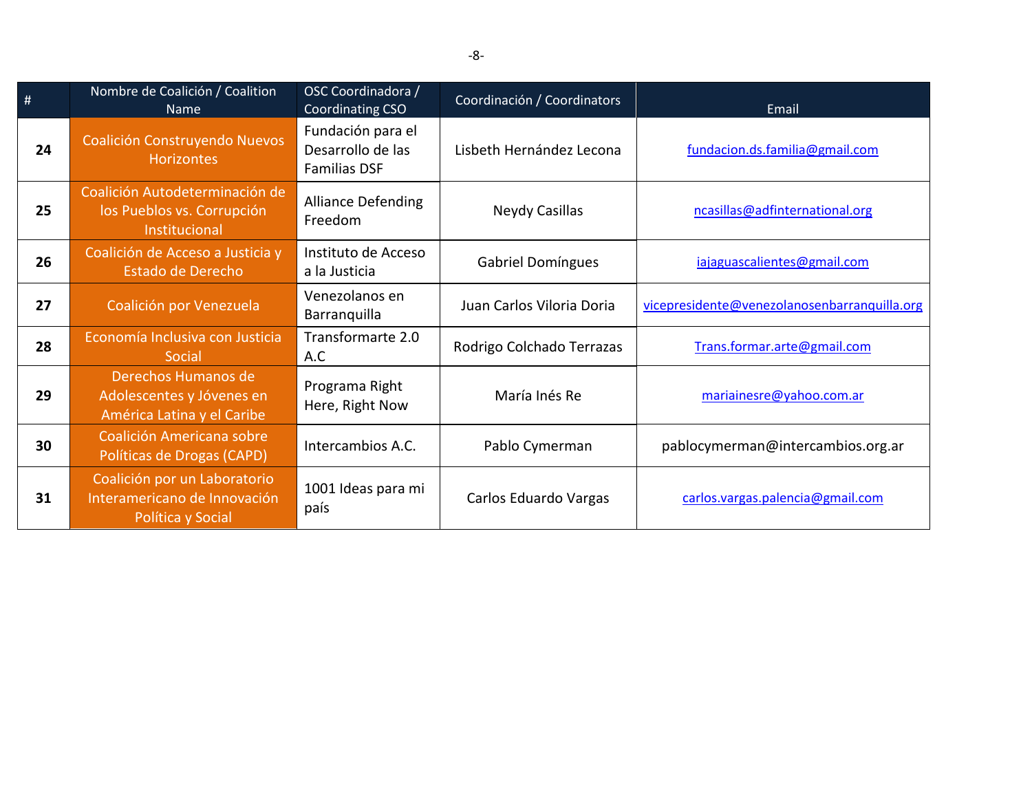| # | Nombre de Coalición / Coalition Name | OSC Coordinadora / Coordinating CSO | Coordinación / Coordinators | Email |
|---|---|---|---|---|
| **24** | Coalición Construyendo Nuevos Horizontes | Fundación para el Desarrollo de las Familias DSF | Lisbeth Hernández Lecona | fundacion.ds.familia@gmail.com |
| **25** | Coalición Autodeterminación de los Pueblos vs. Corrupción Institucional | Alliance Defending Freedom | Neydy Casillas | ncasillas@adfinternational.org |
| **26** | Coalición de Acceso a Justicia y Estado de Derecho | Instituto de Acceso a la Justicia | Gabriel Domíngues | iajaguascalientes@gmail.com |
| **27** | Coalición por Venezuela | Venezolanos en Barranquilla | Juan Carlos Viloria Doria | vicepresidente@venezolanosenbarranquilla.org |
| **28** | Economía Inclusiva con Justicia Social | Transformarte 2.0 A.C | Rodrigo Colchado Terrazas | Trans.formar.arte@gmail.com |
| **29** | Derechos Humanos de Adolescentes y Jóvenes en América Latina y el Caribe | Programa Right Here, Right Now | María Inés Re | mariainesre@yahoo.com.ar |
| **30** | Coalición Americana sobre Políticas de Drogas (CAPD) | Intercambios A.C. | Pablo Cymerman | pablocymerman@intercambios.org.ar |
| **31** | Coalición por un Laboratorio Interamericano de Innovación Política y Social | 1001 Ideas para mi país | Carlos Eduardo Vargas | carlos.vargas.palencia@gmail.com |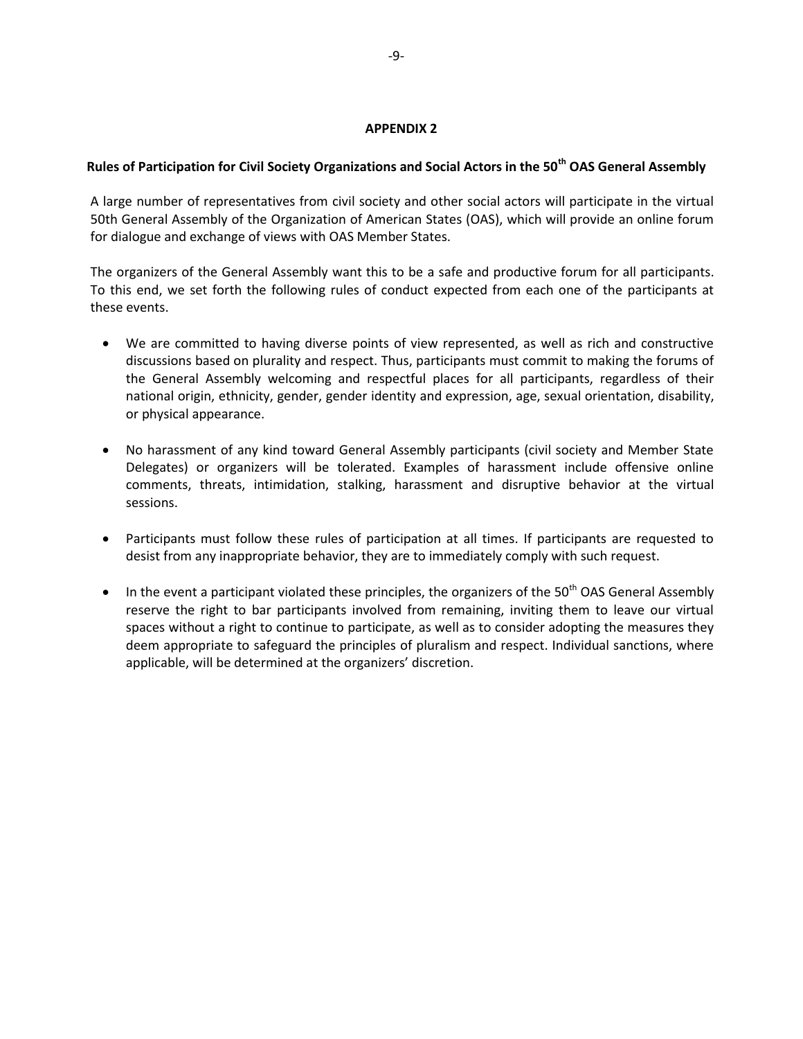## APPENDIX 2

### Rules of Participation for Civil Society Organizations and Social Actors in the 50th OAS General Assembly

A large number of representatives from civil society and other social actors will participate in the virtual 50th General Assembly of the Organization of American States (OAS), which will provide an online forum for dialogue and exchange of views with OAS Member States.

The organizers of the General Assembly want this to be a safe and productive forum for all participants. To this end, we set forth the following rules of conduct expected from each one of the participants at these events.

- We are committed to having diverse points of view represented, as well as rich and constructive discussions based on plurality and respect. Thus, participants must commit to making the forums of the General Assembly welcoming and respectful places for all participants, regardless of their national origin, ethnicity, gender, gender identity and expression, age, sexual orientation, disability, or physical appearance.

- No harassment of any kind toward General Assembly participants (civil society and Member State Delegates) or organizers will be tolerated. Examples of harassment include offensive online comments, threats, intimidation, stalking, harassment and disruptive behavior at the virtual sessions.

- Participants must follow these rules of participation at all times. If participants are requested to desist from any inappropriate behavior, they are to immediately comply with such request.

- In the event a participant violated these principles, the organizers of the 50th OAS General Assembly reserve the right to bar participants involved from remaining, inviting them to leave our virtual spaces without a right to continue to participate, as well as to consider adopting the measures they deem appropriate to safeguard the principles of pluralism and respect. Individual sanctions, where applicable, will be determined at the organizers' discretion.